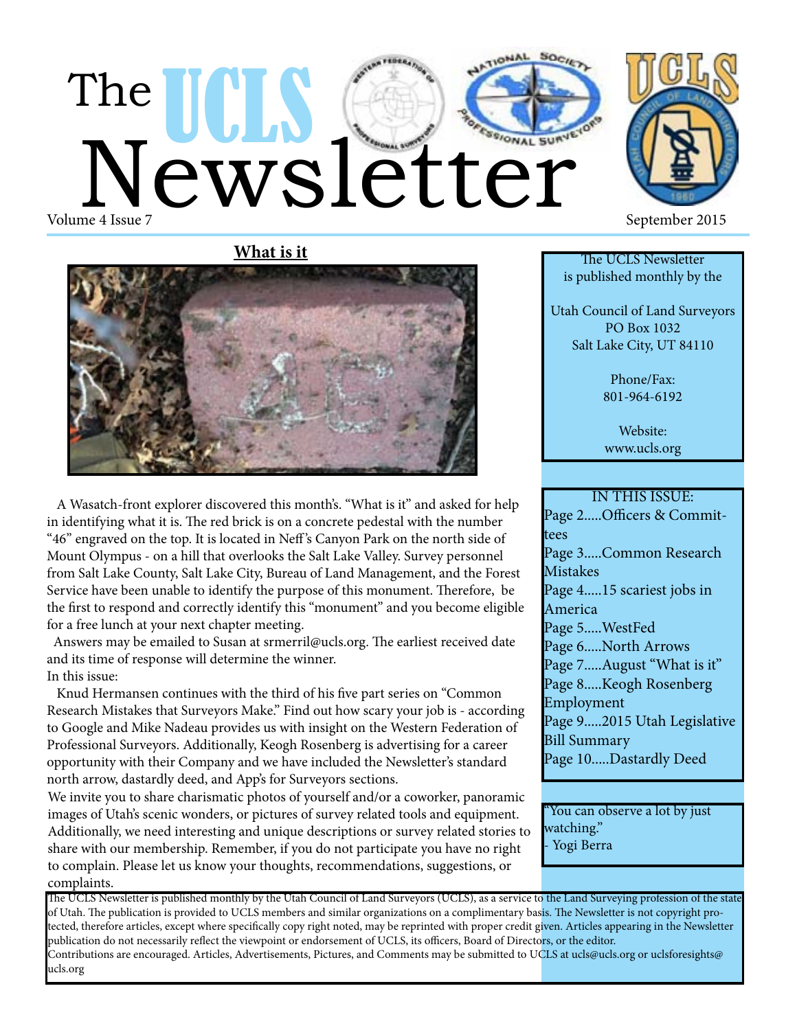# The UCLS Newsletter

Volume 4 Issue 7

September 2015

## What is it

A Wasatch-front explorer discovered this month's. "What is it" and asked for help in identifying what it is. The red brick is on a concrete pedestal with the number "46" engraved on the top. It is located in Neff's Canyon Park on the north side of Mount Olympus - on a hill that overlooks the Salt Lake Valley. Survey personnel from Salt Lake County, Salt Lake City, Bureau of Land Management, and the Forest Service have been unable to identify the purpose of this monument. Therefore, be the first to respond and correctly identify this "monument" and you become eligible for a free lunch at your next chapter meeting.

Answers may be emailed to Susan at srmerril@ucls.org. The earliest received date and its time of response will determine the winner.

In this issue:

Knud Hermansen continues with the third of his five part series on "Common Research Mistakes that Surveyors Make." Find out how scary your job is - according to Google and Mike Nadeau provides us with insight on the Western Federation of Professional Surveyors. Additionally, Keogh Rosenberg is advertising for a career opportunity with their Company and we have included the Newsletter's standard north arrow, dastardly deed, and App's for Surveyors sections.

We invite you to share charismatic photos of yourself and/or a coworker, panoramic images of Utah's scenic wonders, or pictures of survey related tools and equipment. Additionally, we need interesting and unique descriptions or survey related stories to share with our membership. Remember, if you do not participate you have no right to complain. Please let us know your thoughts, recommendations, suggestions, or complaints.

The UCLS Newsletter
is published monthly by the

Utah Council of Land Surveyors
PO Box 1032
Salt Lake City, UT 84110

Phone/Fax:
801-964-6192

Website:
www.ucls.org

IN THIS ISSUE:

- Page 2.....Officers & Committees
- Page 3.....Common Research Mistakes
- Page 4.....15 scariest jobs in America
- Page 5.....WestFed
- Page 6.....North Arrows
- Page 7.....August "What is it"
- Page 8.....Keogh Rosenberg Employment
- Page 9.....2015 Utah Legislative Bill Summary
- Page 10.....Dastardly Deed

"You can observe a lot by just watching."
- Yogi Berra

The UCLS Newsletter is published monthly by the Utah Council of Land Surveyors (UCLS), as a service to the Land Surveying profession of the state of Utah. The publication is provided to UCLS members and similar organizations on a complimentary basis. The Newsletter is not copyright protected, therefore articles, except where specifically copy right noted, may be reprinted with proper credit given. Articles appearing in the Newsletter publication do not necessarily reflect the viewpoint or endorsement of UCLS, its officers, Board of Directors, or the editor.
Contributions are encouraged. Articles, Advertisements, Pictures, and Comments may be submitted to UCLS at ucls@ucls.org or uclsforesights@ucls.org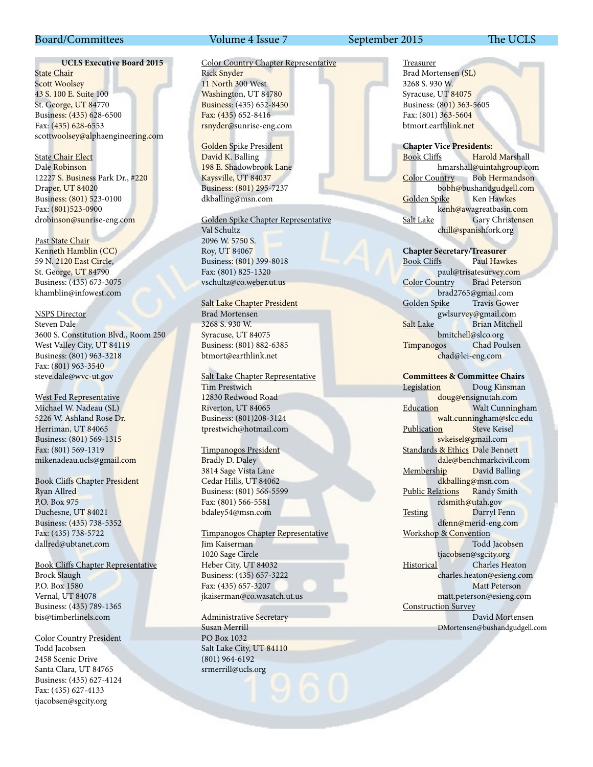**UCLS Executive Board 2015**

State Chair
Scott Woolsey
43 S. 100 E. Suite 100
St. George, UT 84770
Business: (435) 628-6500
Fax: (435) 628-6553
scottwoolsey@alphaengineering.com

State Chair Elect
Dale Robinson
12227 S. Business Park Dr., #220
Draper, UT 84020
Business: (801) 523-0100
Fax: (801)523-0900
drobinson@sunrise-eng.com

Past State Chair
Kenneth Hamblin (CC)
59 N. 2120 East Circle,
St. George, UT 84790
Business: (435) 673-3075
khamblin@infowest.com

NSPS Director
Steven Dale
3600 S. Constitution Blvd., Room 250
West Valley City, UT 84119
Business: (801) 963-3218
Fax: (801) 963-3540
steve.dale@wvc-ut.gov

West Fed Representative
Michael W. Nadeau (SL)
5226 W. Ashland Rose Dr.
Herriman, UT 84065
Business: (801) 569-1315
Fax: (801) 569-1319
mikenadeau.ucls@gmail.com

Book Cliffs Chapter President
Ryan Allred
P.O. Box 975
Duchesne, UT 84021
Business: (435) 738-5352
Fax: (435) 738-5722
dallred@ubtanet.com

Book Cliffs Chapter Representative
Brock Slaugh
P.O. Box 1580
Vernal, UT 84078
Business: (435) 789-1365
bis@timberlinels.com

Color Country President
Todd Jacobsen
2458 Scenic Drive
Santa Clara, UT 84765
Business: (435) 627-4124
Fax: (435) 627-4133
tjacobsen@sgcity.org

Color Country Chapter Representative
Rick Snyder
11 North 300 West
Washington, UT 84780
Business: (435) 652-8450
Fax: (435) 652-8416
rsnyder@sunrise-eng.com

Golden Spike President
David K. Balling
198 E. Shadowbrook Lane
Kaysville, UT 84037
Business: (801) 295-7237
dkballing@msn.com

Golden Spike Chapter Representative
Val Schultz
2096 W. 5750 S.
Roy, UT 84067
Business: (801) 399-8018
Fax: (801) 825-1320
vschultz@co.weber.ut.us

Salt Lake Chapter President
Brad Mortensen
3268 S. 930 W.
Syracuse, UT 84075
Business: (801) 882-6385
btmort@earthlink.net

Salt Lake Chapter Representative
Tim Prestwich
12830 Redwood Road
Riverton, UT 84065
Business: (801)208-3124
tprestwich@hotmail.com

Timpanogos President
Bradly D. Daley
3814 Sage Vista Lane
Cedar Hills, UT 84062
Business: (801) 566-5599
Fax: (801) 566-5581
bdaley54@msn.com

Timpanogos Chapter Representative
Jim Kaiserman
1020 Sage Circle
Heber City, UT 84032
Business: (435) 657-3222
Fax: (435) 657-3207
jkaiserman@co.wasatch.ut.us

Administrative Secretary
Susan Merrill
PO Box 1032
Salt Lake City, UT 84110
(801) 964-6192
srmerrill@ucls.org

Treasurer
Brad Mortensen (SL)
3268 S. 930 W.
Syracuse, UT 84075
Business: (801) 363-5605
Fax: (801) 363-5604
btmort.earthlink.net

**Chapter Vice Presidents:**

Book Cliffs — Harold Marshall
hmarshall@uintahgroup.com

Color Country — Bob Hermandson
bobh@bushandgudgell.com

Golden Spike — Ken Hawkes
kenh@awagreatbasin.com

Salt Lake — Gary Christensen
chill@spanishfork.org

**Chapter Secretary/Treasurer**

Book Cliffs — Paul Hawkes
paul@trisatesurvey.com

Color Country — Brad Peterson
brad2765@gmail.com

Golden Spike — Travis Gower
gwlsurvey@gmail.com

Salt Lake — Brian Mitchell
bmitchell@slco.org

Timpanogos — Chad Poulsen
chad@lei-eng.com

**Committees & Committee Chairs**

Legislation — Doug Kinsman
doug@ensignutah.com

Education — Walt Cunningham
walt.cunningham@slcc.edu

Publication — Steve Keisel
svkeisel@gmail.com

Standards & Ethics — Dale Bennett
dale@benchmarkcivil.com

Membership — David Balling
dkballing@msn.com

Public Relations — Randy Smith
rdsmith@utah.gov

Testing — Darryl Fenn
dfenn@merid-eng.com

Workshop & Convention — Todd Jacobsen
tjacobsen@sgcity.org

Historical — Charles Heaton
charles.heaton@esieng.com
Matt Peterson
matt.peterson@esieng.com

Construction Survey — David Mortensen
DMortensen@bushandgudgell.com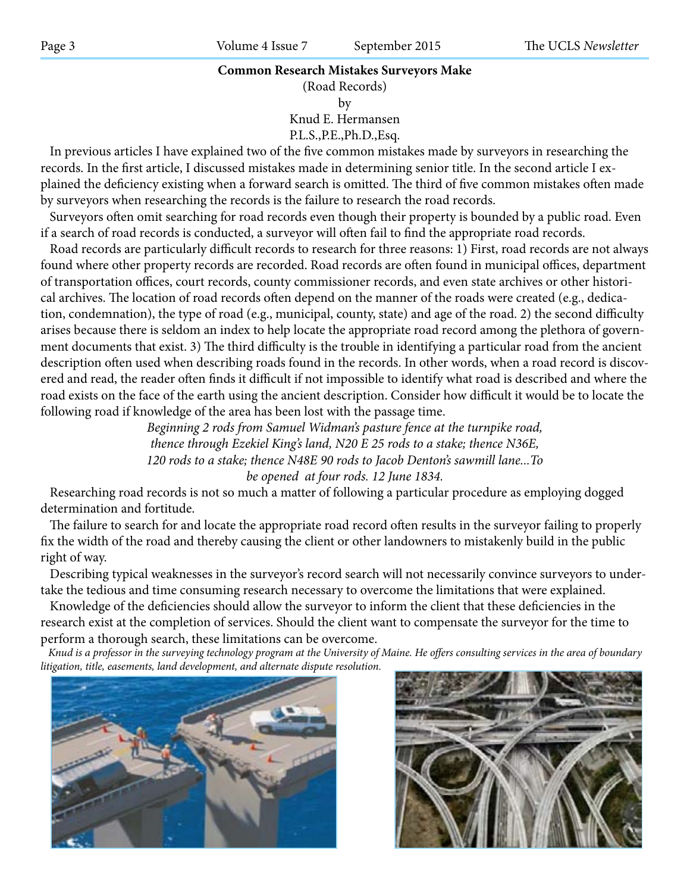## Common Research Mistakes Surveyors Make

(Road Records)

by

Knud E. Hermansen

P.L.S.,P.E.,Ph.D.,Esq.

In previous articles I have explained two of the five common mistakes made by surveyors in researching the records. In the first article, I discussed mistakes made in determining senior title. In the second article I explained the deficiency existing when a forward search is omitted. The third of five common mistakes often made by surveyors when researching the records is the failure to research the road records.

Surveyors often omit searching for road records even though their property is bounded by a public road. Even if a search of road records is conducted, a surveyor will often fail to find the appropriate road records.

Road records are particularly difficult records to research for three reasons: 1) First, road records are not always found where other property records are recorded. Road records are often found in municipal offices, department of transportation offices, court records, county commissioner records, and even state archives or other historical archives. The location of road records often depend on the manner of the roads were created (e.g., dedication, condemnation), the type of road (e.g., municipal, county, state) and age of the road. 2) the second difficulty arises because there is seldom an index to help locate the appropriate road record among the plethora of government documents that exist. 3) The third difficulty is the trouble in identifying a particular road from the ancient description often used when describing roads found in the records. In other words, when a road record is discovered and read, the reader often finds it difficult if not impossible to identify what road is described and where the road exists on the face of the earth using the ancient description. Consider how difficult it would be to locate the following road if knowledge of the area has been lost with the passage time.

*Beginning 2 rods from Samuel Widman's pasture fence at the turnpike road, thence through Ezekiel King's land, N20 E 25 rods to a stake; thence N36E, 120 rods to a stake; thence N48E 90 rods to Jacob Denton's sawmill lane...To be opened at four rods. 12 June 1834.*

Researching road records is not so much a matter of following a particular procedure as employing dogged determination and fortitude.

The failure to search for and locate the appropriate road record often results in the surveyor failing to properly fix the width of the road and thereby causing the client or other landowners to mistakenly build in the public right of way.

Describing typical weaknesses in the surveyor's record search will not necessarily convince surveyors to undertake the tedious and time consuming research necessary to overcome the limitations that were explained.

Knowledge of the deficiencies should allow the surveyor to inform the client that these deficiencies in the research exist at the completion of services. Should the client want to compensate the surveyor for the time to perform a thorough search, these limitations can be overcome.

*Knud is a professor in the surveying technology program at the University of Maine. He offers consulting services in the area of boundary litigation, title, easements, land development, and alternate dispute resolution.*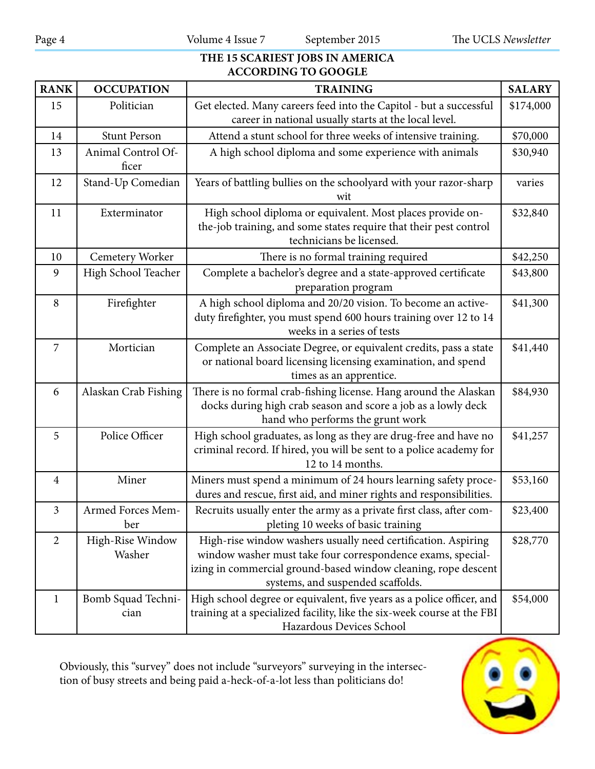## THE 15 SCARIEST JOBS IN AMERICA ACCORDING TO GOOGLE

| RANK | OCCUPATION | TRAINING | SALARY |
|---|---|---|---|
| 15 | Politician | Get elected. Many careers feed into the Capitol - but a successful career in national usually starts at the local level. | $174,000 |
| 14 | Stunt Person | Attend a stunt school for three weeks of intensive training. | $70,000 |
| 13 | Animal Control Officer | A high school diploma and some experience with animals | $30,940 |
| 12 | Stand-Up Comedian | Years of battling bullies on the schoolyard with your razor-sharp wit | varies |
| 11 | Exterminator | High school diploma or equivalent. Most places provide on-the-job training, and some states require that their pest control technicians be licensed. | $32,840 |
| 10 | Cemetery Worker | There is no formal training required | $42,250 |
| 9 | High School Teacher | Complete a bachelor's degree and a state-approved certificate preparation program | $43,800 |
| 8 | Firefighter | A high school diploma and 20/20 vision. To become an active-duty firefighter, you must spend 600 hours training over 12 to 14 weeks in a series of tests | $41,300 |
| 7 | Mortician | Complete an Associate Degree, or equivalent credits, pass a state or national board licensing licensing examination, and spend times as an apprentice. | $41,440 |
| 6 | Alaskan Crab Fishing | There is no formal crab-fishing license. Hang around the Alaskan docks during high crab season and score a job as a lowly deck hand who performs the grunt work | $84,930 |
| 5 | Police Officer | High school graduates, as long as they are drug-free and have no criminal record. If hired, you will be sent to a police academy for 12 to 14 months. | $41,257 |
| 4 | Miner | Miners must spend a minimum of 24 hours learning safety procedures and rescue, first aid, and miner rights and responsibilities. | $53,160 |
| 3 | Armed Forces Member | Recruits usually enter the army as a private first class, after completing 10 weeks of basic training | $23,400 |
| 2 | High-Rise Window Washer | High-rise window washers usually need certification. Aspiring window washer must take four correspondence exams, specializing in commercial ground-based window cleaning, rope descent systems, and suspended scaffolds. | $28,770 |
| 1 | Bomb Squad Technician | High school degree or equivalent, five years as a police officer, and training at a specialized facility, like the six-week course at the FBI Hazardous Devices School | $54,000 |

Obviously, this "survey" does not include "surveyors" surveying in the intersection of busy streets and being paid a-heck-of-a-lot less than politicians do!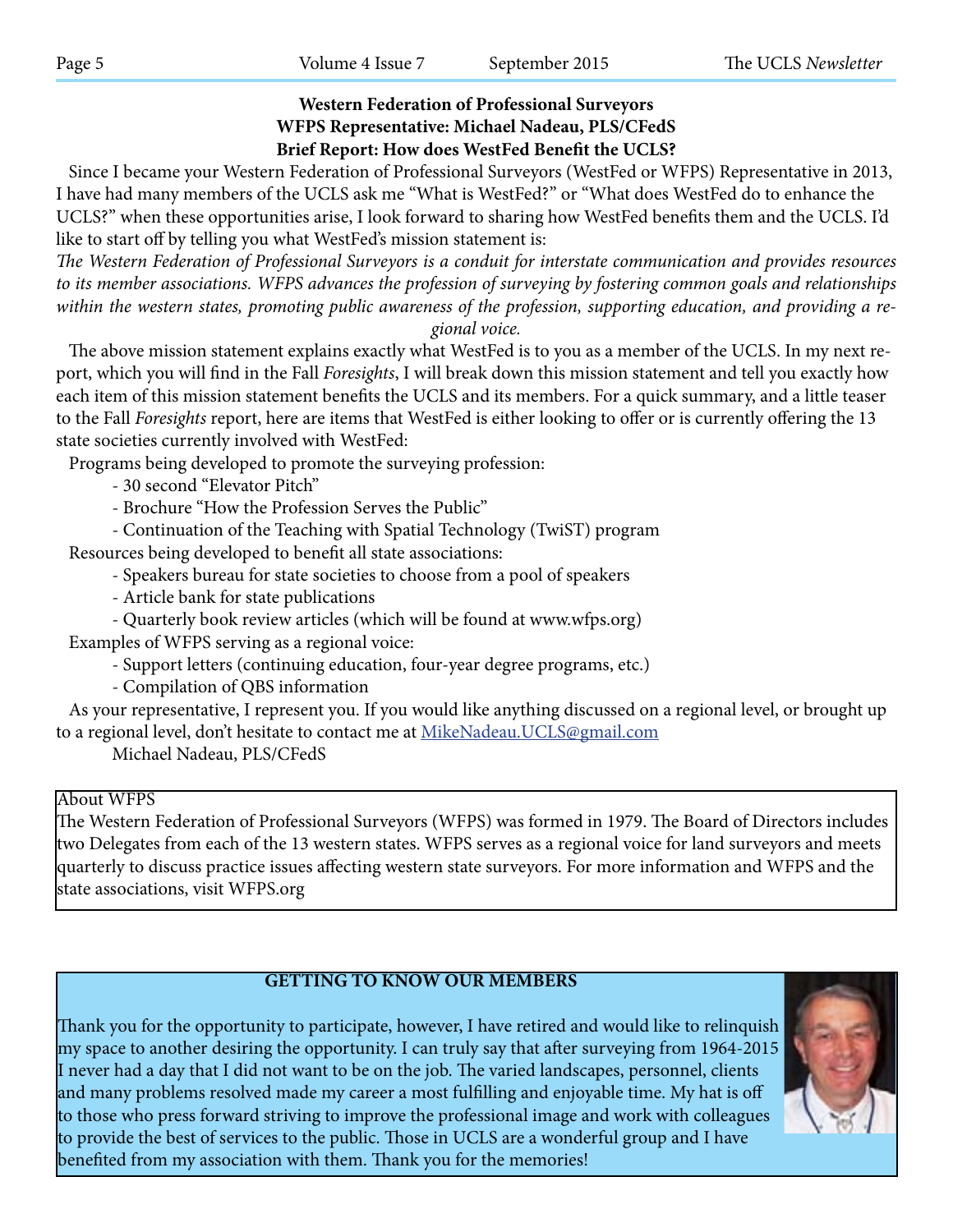**Western Federation of Professional Surveyors**
**WFPS Representative: Michael Nadeau, PLS/CFedS**
**Brief Report: How does WestFed Benefit the UCLS?**

Since I became your Western Federation of Professional Surveyors (WestFed or WFPS) Representative in 2013, I have had many members of the UCLS ask me "What is WestFed?" or "What does WestFed do to enhance the UCLS?" when these opportunities arise, I look forward to sharing how WestFed benefits them and the UCLS. I'd like to start off by telling you what WestFed's mission statement is:

*The Western Federation of Professional Surveyors is a conduit for interstate communication and provides resources to its member associations. WFPS advances the profession of surveying by fostering common goals and relationships within the western states, promoting public awareness of the profession, supporting education, and providing a regional voice.*

The above mission statement explains exactly what WestFed is to you as a member of the UCLS. In my next report, which you will find in the Fall *Foresights*, I will break down this mission statement and tell you exactly how each item of this mission statement benefits the UCLS and its members. For a quick summary, and a little teaser to the Fall *Foresights* report, here are items that WestFed is either looking to offer or is currently offering the 13 state societies currently involved with WestFed:

Programs being developed to promote the surveying profession:

- 30 second "Elevator Pitch"
- Brochure "How the Profession Serves the Public"
- Continuation of the Teaching with Spatial Technology (TwiST) program

Resources being developed to benefit all state associations:

- Speakers bureau for state societies to choose from a pool of speakers
- Article bank for state publications
- Quarterly book review articles (which will be found at www.wfps.org)

Examples of WFPS serving as a regional voice:

- Support letters (continuing education, four-year degree programs, etc.)
- Compilation of QBS information

As your representative, I represent you. If you would like anything discussed on a regional level, or brought up to a regional level, don't hesitate to contact me at MikeNadeau.UCLS@gmail.com

Michael Nadeau, PLS/CFedS

About WFPS

The Western Federation of Professional Surveyors (WFPS) was formed in 1979. The Board of Directors includes two Delegates from each of the 13 western states. WFPS serves as a regional voice for land surveyors and meets quarterly to discuss practice issues affecting western state surveyors. For more information and WFPS and the state associations, visit WFPS.org

**GETTING TO KNOW OUR MEMBERS**

Thank you for the opportunity to participate, however, I have retired and would like to relinquish my space to another desiring the opportunity. I can truly say that after surveying from 1964-2015 I never had a day that I did not want to be on the job. The varied landscapes, personnel, clients and many problems resolved made my career a most fulfilling and enjoyable time. My hat is off to those who press forward striving to improve the professional image and work with colleagues to provide the best of services to the public. Those in UCLS are a wonderful group and I have benefited from my association with them. Thank you for the memories!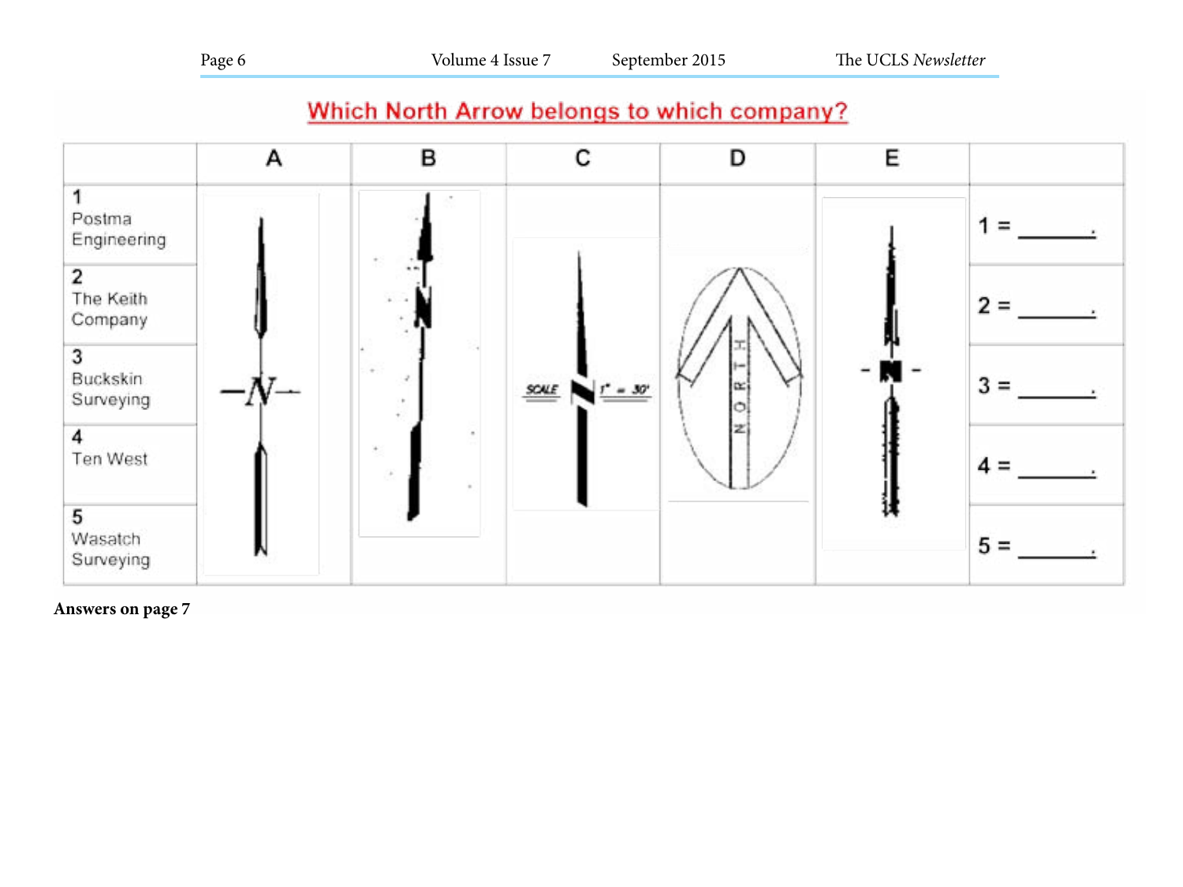## Which North Arrow belongs to which company?

| | A | B | C | D | E | |
|---|---|---|---|---|---|---|
| 1 Postma Engineering | | | | | | 1 = ______. |
| 2 The Keith Company | | | | | | 2 = ______. |
| 3 Buckskin Surveying | | | SCALE 1" = 30' | NORTH | | 3 = ______. |
| 4 Ten West | | | | | | 4 = ______. |
| 5 Wasatch Surveying | | | | | | 5 = ______. |

**Answers on page 7**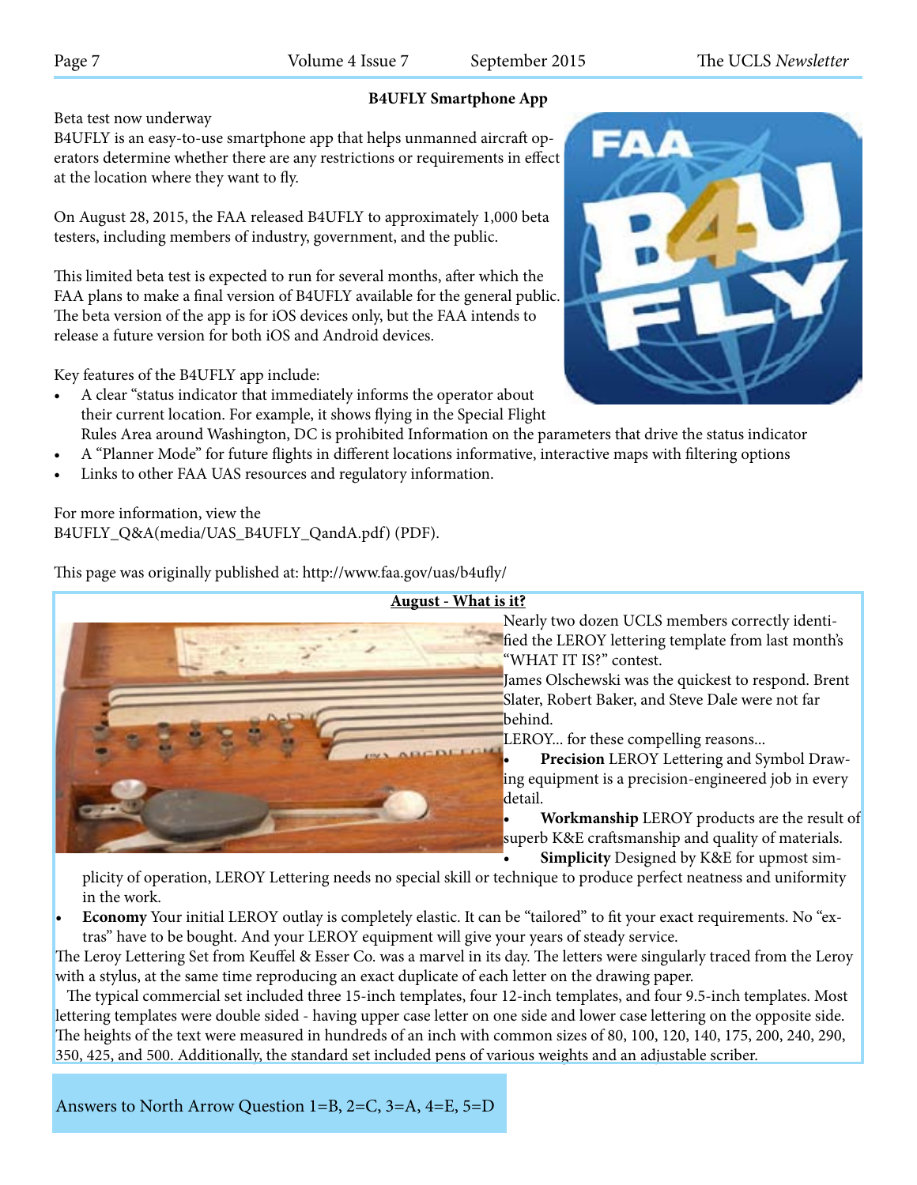## B4UFLY Smartphone App

Beta test now underway

B4UFLY is an easy-to-use smartphone app that helps unmanned aircraft operators determine whether there are any restrictions or requirements in effect at the location where they want to fly.

On August 28, 2015, the FAA released B4UFLY to approximately 1,000 beta testers, including members of industry, government, and the public.

This limited beta test is expected to run for several months, after which the FAA plans to make a final version of B4UFLY available for the general public. The beta version of the app is for iOS devices only, but the FAA intends to release a future version for both iOS and Android devices.

Key features of the B4UFLY app include:

- A clear "status indicator that immediately informs the operator about their current location. For example, it shows flying in the Special Flight Rules Area around Washington, DC is prohibited Information on the parameters that drive the status indicator
- A "Planner Mode" for future flights in different locations informative, interactive maps with filtering options
- Links to other FAA UAS resources and regulatory information.

For more information, view the B4UFLY_Q&A(media/UAS_B4UFLY_QandA.pdf) (PDF).

This page was originally published at: http://www.faa.gov/uas/b4ufly/

## August - What is it?

Nearly two dozen UCLS members correctly identified the LEROY lettering template from last month's "WHAT IT IS?" contest.

James Olschewski was the quickest to respond. Brent Slater, Robert Baker, and Steve Dale were not far behind.

LEROY... for these compelling reasons...

- **Precision** LEROY Lettering and Symbol Drawing equipment is a precision-engineered job in every detail.
- **Workmanship** LEROY products are the result of superb K&E craftsmanship and quality of materials.
- **Simplicity** Designed by K&E for upmost simplicity of operation, LEROY Lettering needs no special skill or technique to produce perfect neatness and uniformity in the work.
- **Economy** Your initial LEROY outlay is completely elastic. It can be "tailored" to fit your exact requirements. No "extras" have to be bought. And your LEROY equipment will give your years of steady service.

The Leroy Lettering Set from Keuffel & Esser Co. was a marvel in its day. The letters were singularly traced from the Leroy with a stylus, at the same time reproducing an exact duplicate of each letter on the drawing paper.

The typical commercial set included three 15-inch templates, four 12-inch templates, and four 9.5-inch templates. Most lettering templates were double sided - having upper case letter on one side and lower case lettering on the opposite side. The heights of the text were measured in hundreds of an inch with common sizes of 80, 100, 120, 140, 175, 200, 240, 290, 350, 425, and 500. Additionally, the standard set included pens of various weights and an adjustable scriber.

Answers to North Arrow Question 1=B, 2=C, 3=A, 4=E, 5=D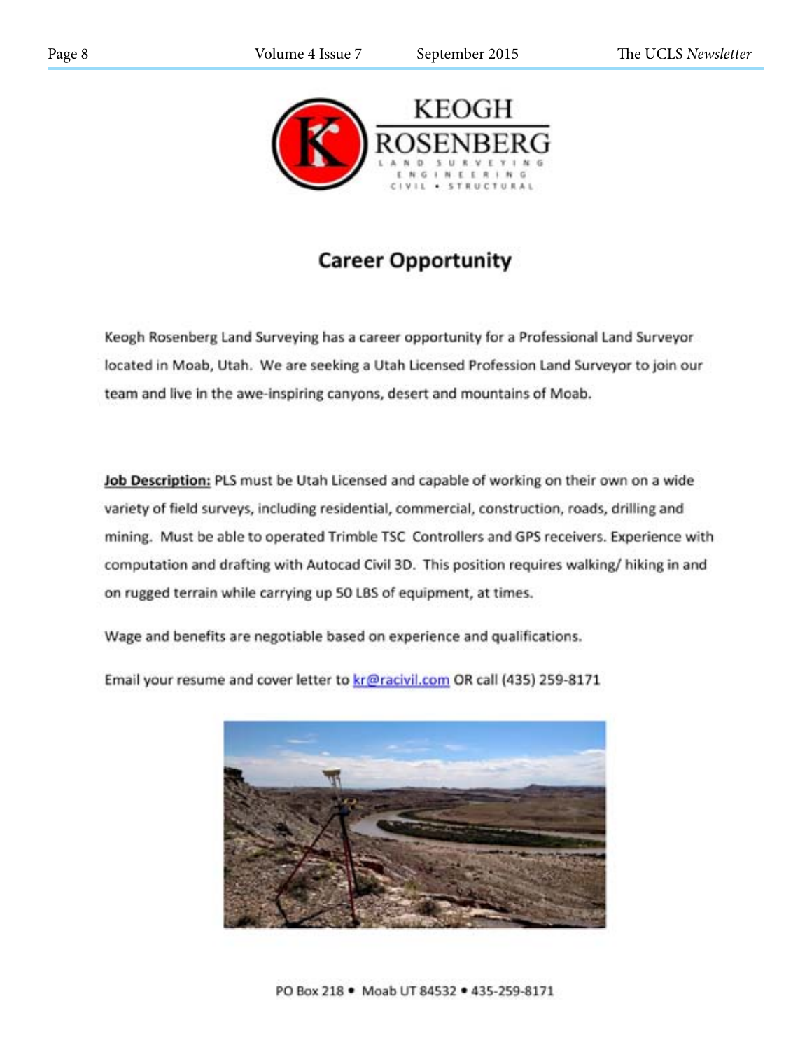KEOGH ROSENBERG

LAND SURVEYING
ENGINEERING
CIVIL • STRUCTURAL

## Career Opportunity

Keogh Rosenberg Land Surveying has a career opportunity for a Professional Land Surveyor located in Moab, Utah. We are seeking a Utah Licensed Profession Land Surveyor to join our team and live in the awe-inspiring canyons, desert and mountains of Moab.

**Job Description:** PLS must be Utah Licensed and capable of working on their own on a wide variety of field surveys, including residential, commercial, construction, roads, drilling and mining. Must be able to operated Trimble TSC Controllers and GPS receivers. Experience with computation and drafting with Autocad Civil 3D. This position requires walking/ hiking in and on rugged terrain while carrying up 50 LBS of equipment, at times.

Wage and benefits are negotiable based on experience and qualifications.

Email your resume and cover letter to kr@racivil.com OR call (435) 259-8171

PO Box 218 • Moab UT 84532 • 435-259-8171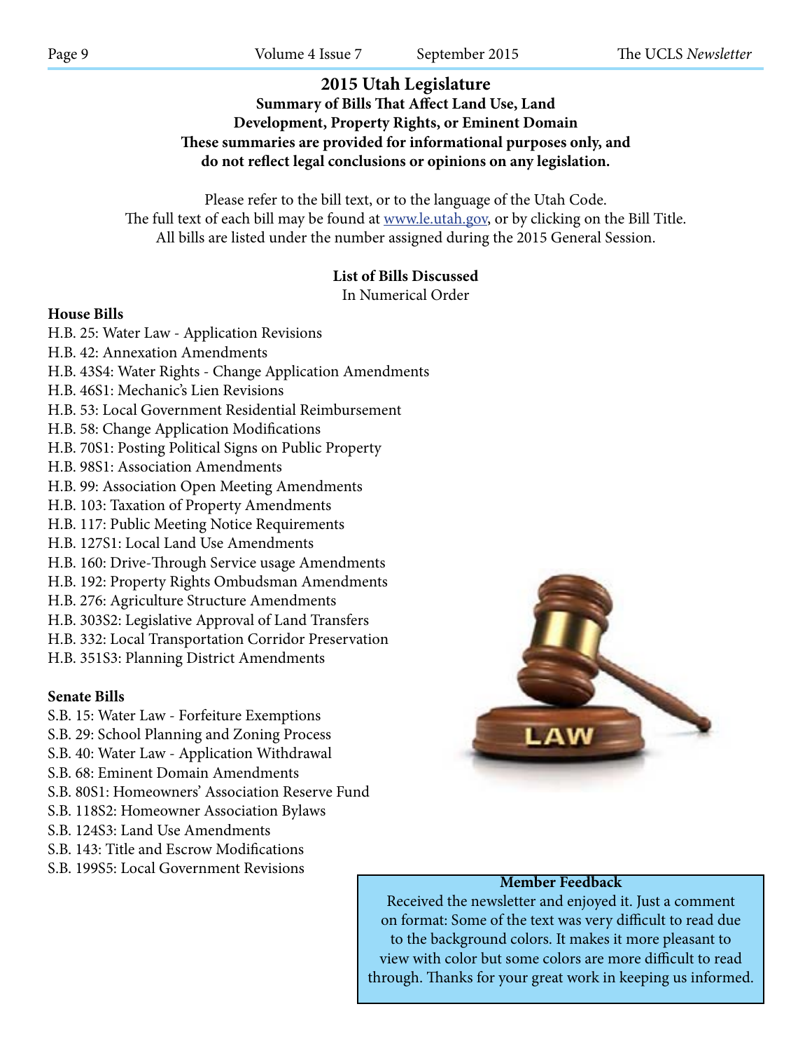# 2015 Utah Legislature

**Summary of Bills That Affect Land Use, Land Development, Property Rights, or Eminent Domain**

**These summaries are provided for informational purposes only, and do not reflect legal conclusions or opinions on any legislation.**

Please refer to the bill text, or to the language of the Utah Code.
The full text of each bill may be found at [www.le.utah.gov](http://www.le.utah.gov), or by clicking on the Bill Title.
All bills are listed under the number assigned during the 2015 General Session.

**List of Bills Discussed**
In Numerical Order

**House Bills**

H.B. 25: Water Law - Application Revisions
H.B. 42: Annexation Amendments
H.B. 43S4: Water Rights - Change Application Amendments
H.B. 46S1: Mechanic's Lien Revisions
H.B. 53: Local Government Residential Reimbursement
H.B. 58: Change Application Modifications
H.B. 70S1: Posting Political Signs on Public Property
H.B. 98S1: Association Amendments
H.B. 99: Association Open Meeting Amendments
H.B. 103: Taxation of Property Amendments
H.B. 117: Public Meeting Notice Requirements
H.B. 127S1: Local Land Use Amendments
H.B. 160: Drive-Through Service usage Amendments
H.B. 192: Property Rights Ombudsman Amendments
H.B. 276: Agriculture Structure Amendments
H.B. 303S2: Legislative Approval of Land Transfers
H.B. 332: Local Transportation Corridor Preservation
H.B. 351S3: Planning District Amendments

**Senate Bills**

S.B. 15: Water Law - Forfeiture Exemptions
S.B. 29: School Planning and Zoning Process
S.B. 40: Water Law - Application Withdrawal
S.B. 68: Eminent Domain Amendments
S.B. 80S1: Homeowners' Association Reserve Fund
S.B. 118S2: Homeowner Association Bylaws
S.B. 124S3: Land Use Amendments
S.B. 143: Title and Escrow Modifications
S.B. 199S5: Local Government Revisions

**Member Feedback**

Received the newsletter and enjoyed it. Just a comment on format: Some of the text was very difficult to read due to the background colors. It makes it more pleasant to view with color but some colors are more difficult to read through. Thanks for your great work in keeping us informed.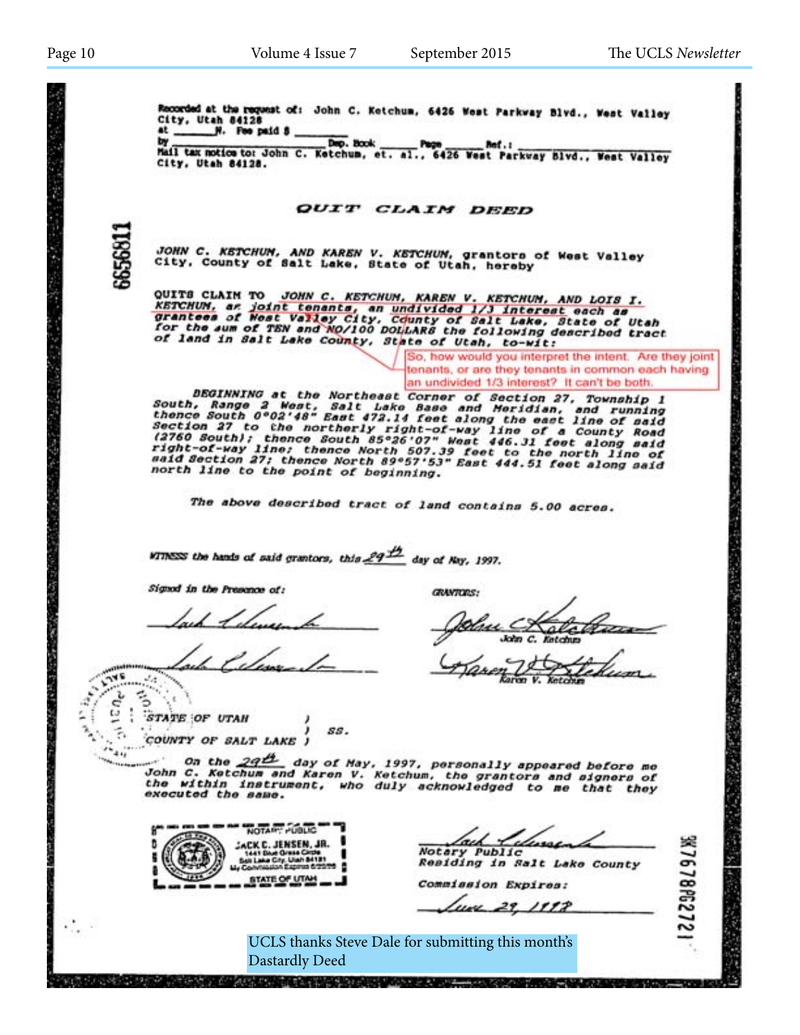Recorded at the request of: John C. Ketchum, 6426 West Parkway Blvd., West Valley City, Utah 84128
at _______M. Fee paid $ _________
by _________________________ Dep. Book _______ Page _______ Ref.: _______________
Mail tax notice to: John C. Ketchum, et. al., 6426 West Parkway Blvd., West Valley City, Utah 84128.

6656811

# QUIT CLAIM DEED

JOHN C. KETCHUM, AND KAREN V. KETCHUM, grantors of West Valley City, County of Salt Lake, State of Utah, hereby

QUITS CLAIM TO JOHN C. KETCHUM, KAREN V. KETCHUM, AND LOIS I. KETCHUM, as joint tenants, an undivided 1/3 interest each as grantees of West Valley City, County of Salt Lake, State of Utah for the sum of TEN and NO/100 DOLLARS the following described tract of land in Salt Lake County, State of Utah, to-wit:

So, how would you interpret the intent. Are they joint tenants, or are they tenants in common each having an undivided 1/3 interest? It can't be both.

BEGINNING at the Northeast Corner of Section 27, Township 1 South, Range 2 West, Salt Lake Base and Meridian, and running thence South 0°02'48" East 472.14 feet along the east line of said Section 27 to the northerly right-of-way line of a County Road (2760 South); thence South 85°26'07" West 446.31 feet along said right-of-way line; thence North 507.39 feet to the north line of said Section 27; thence North 89°57'53" East 444.51 feet along said north line to the point of beginning.

The above described tract of land contains 5.00 acres.

WITNESS the hands of said grantors, this 29th day of May, 1997.

Signed in the Presence of:

[signature]

[signature]

GRANTORS:

[signature]
John C. Ketchum

[signature]
Karen V. Ketchum

STATE OF UTAH )
) ss.
COUNTY OF SALT LAKE )

On the 29th day of May, 1997, personally appeared before me John C. Ketchum and Karen V. Ketchum, the grantors and signers of the within instrument, who duly acknowledged to me that they executed the same.

NOTARY PUBLIC
JACK C. JENSEN, JR.
1441 Blue Grass Circle
Salt Lake City, Utah 84121
My Commission Expires 6/29/98
STATE OF UTAH

[signature]
Notary Public
Residing in Salt Lake County

Commission Expires:
June 29, 1998

BK7678PG2721

UCLS thanks Steve Dale for submitting this month's Dastardly Deed